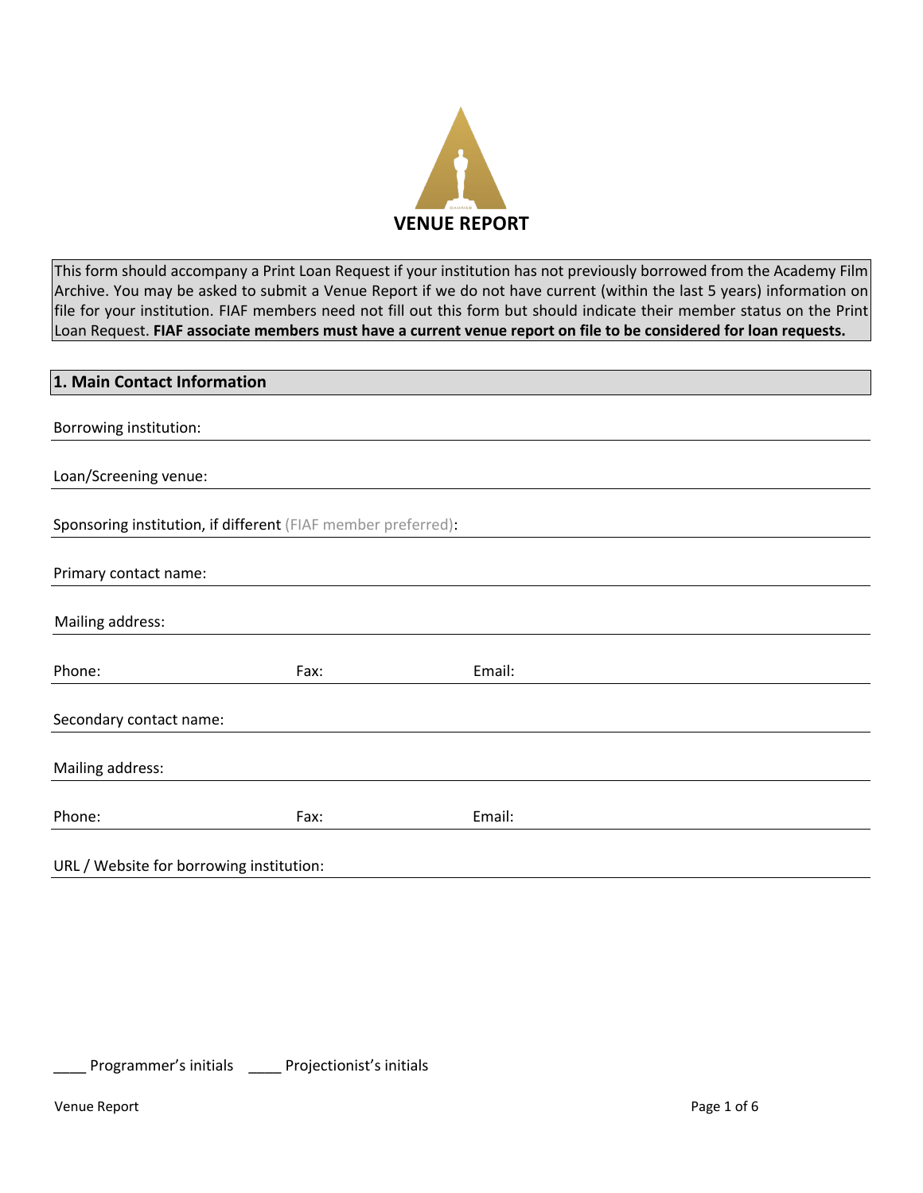# VENUE REPORT

This form should accompany a Print Loan Request if your institution has not previously borrowed from the Academy Film Archive. You may be asked to submit a Venue Report if we do not have current (within the last 5 years) information on file for your institution. FIAF members need not fill out this form but should indicate their member status on the Print Loan Request. **FIAF associate members must have a current venue report on file to be considered for loan requests.**

## 1. Main Contact Information

Borrowing institution: ______________________________

Loan/Screening venue: ______________________________

Sponsoring institution, if different (FIAF member preferred): ______________________________

Primary contact name: ______________________________

Mailing address: ______________________________

Phone: __________ Fax: __________ Email: ______________________________

Secondary contact name: ______________________________

Mailing address: ______________________________

Phone: __________ Fax: __________ Email: ______________________________

URL / Website for borrowing institution: ______________________________

____ Programmer's initials ____ Projectionist's initials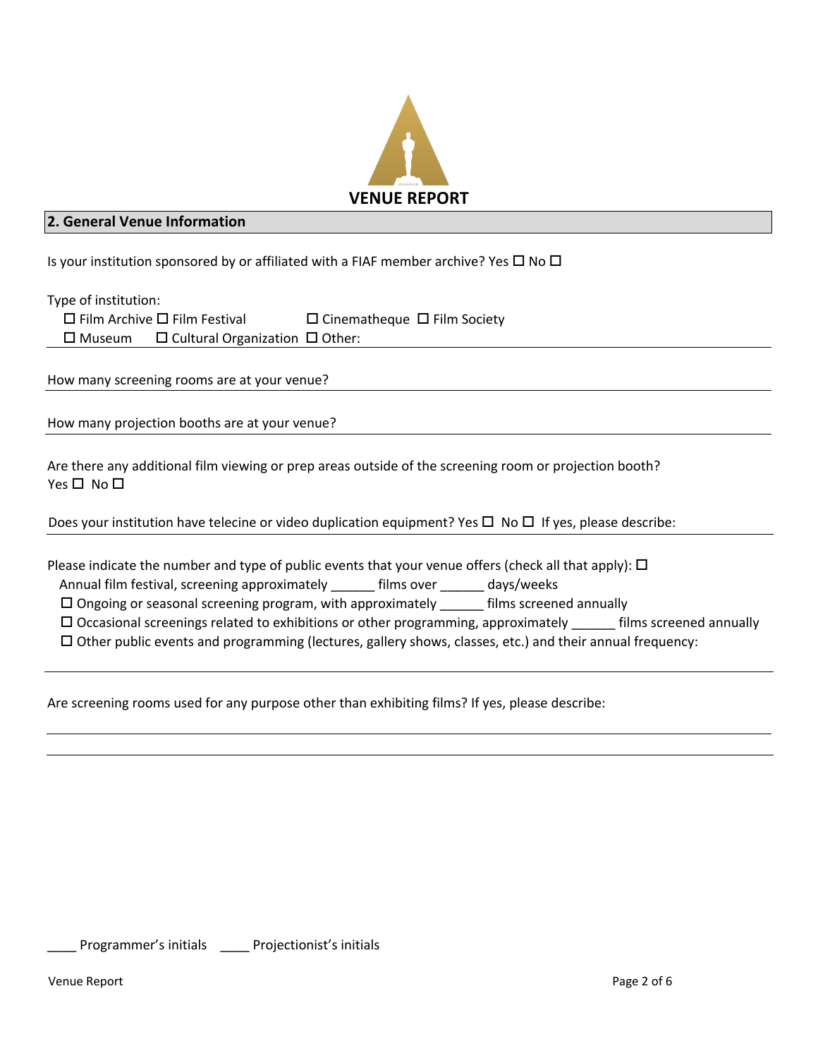# VENUE REPORT

## 2. General Venue Information

Is your institution sponsored by or affiliated with a FIAF member archive? Yes ☐ No ☐

Type of institution:

☐ Film Archive ☐ Film Festival ☐ Cinematheque ☐ Film Society
☐ Museum ☐ Cultural Organization ☐ Other:

How many screening rooms are at your venue?

How many projection booths are at your venue?

Are there any additional film viewing or prep areas outside of the screening room or projection booth?
Yes ☐ No ☐

Does your institution have telecine or video duplication equipment? Yes ☐ No ☐ If yes, please describe:

Please indicate the number and type of public events that your venue offers (check all that apply): ☐

Annual film festival, screening approximately ______ films over ______ days/weeks

☐ Ongoing or seasonal screening program, with approximately ______ films screened annually

☐ Occasional screenings related to exhibitions or other programming, approximately ______ films screened annually

☐ Other public events and programming (lectures, gallery shows, classes, etc.) and their annual frequency:

Are screening rooms used for any purpose other than exhibiting films? If yes, please describe:

____ Programmer's initials ____ Projectionist's initials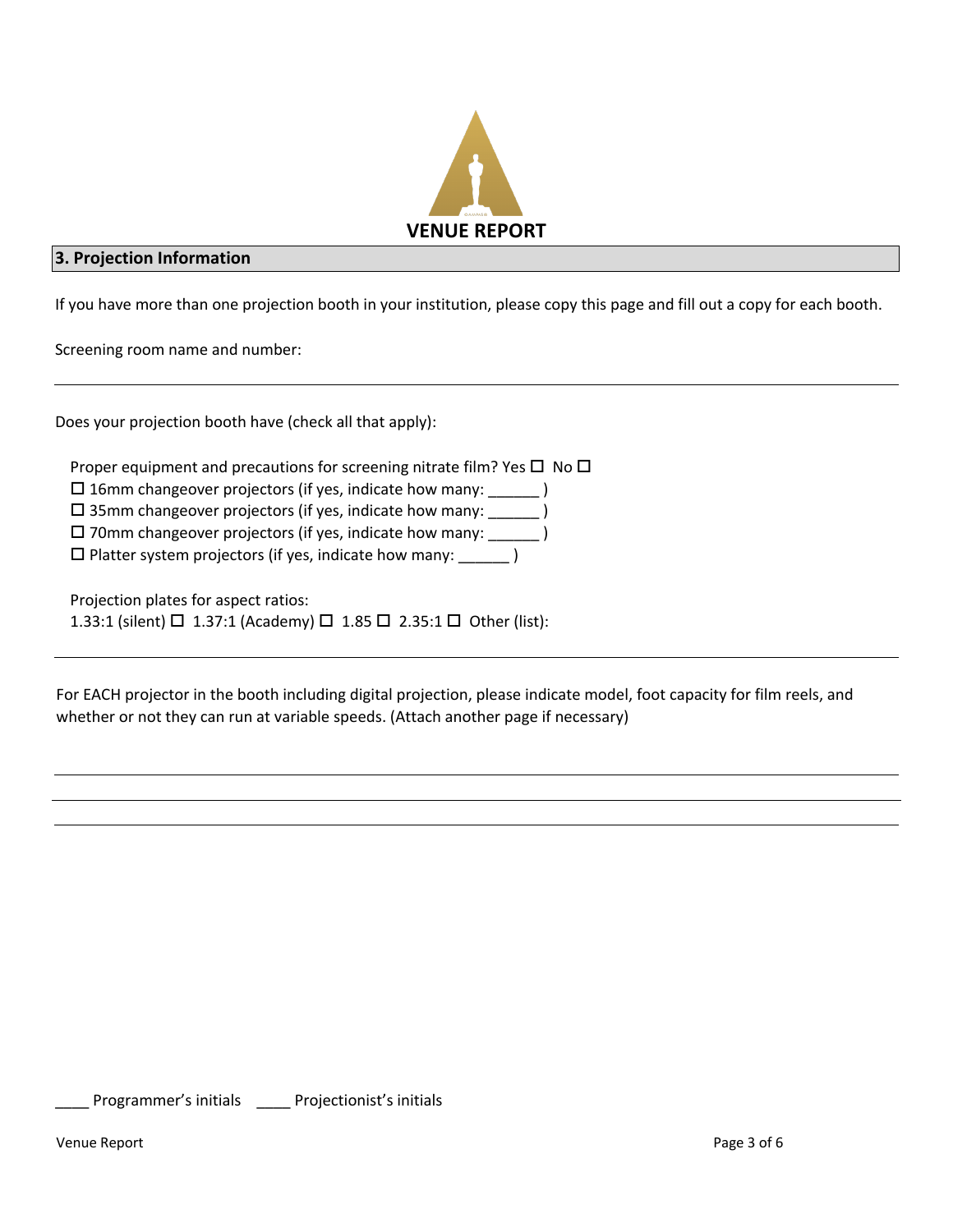# VENUE REPORT

## 3. Projection Information

If you have more than one projection booth in your institution, please copy this page and fill out a copy for each booth.

Screening room name and number:

---

Does your projection booth have (check all that apply):

Proper equipment and precautions for screening nitrate film? Yes ☐ No ☐
☐ 16mm changeover projectors (if yes, indicate how many: ______ )
☐ 35mm changeover projectors (if yes, indicate how many: ______ )
☐ 70mm changeover projectors (if yes, indicate how many: ______ )
☐ Platter system projectors (if yes, indicate how many: ______ )

Projection plates for aspect ratios:
1.33:1 (silent) ☐ 1.37:1 (Academy) ☐ 1.85 ☐ 2.35:1 ☐ Other (list):

---

For EACH projector in the booth including digital projection, please indicate model, foot capacity for film reels, and whether or not they can run at variable speeds. (Attach another page if necessary)

---

---

---

____ Programmer's initials ____ Projectionist's initials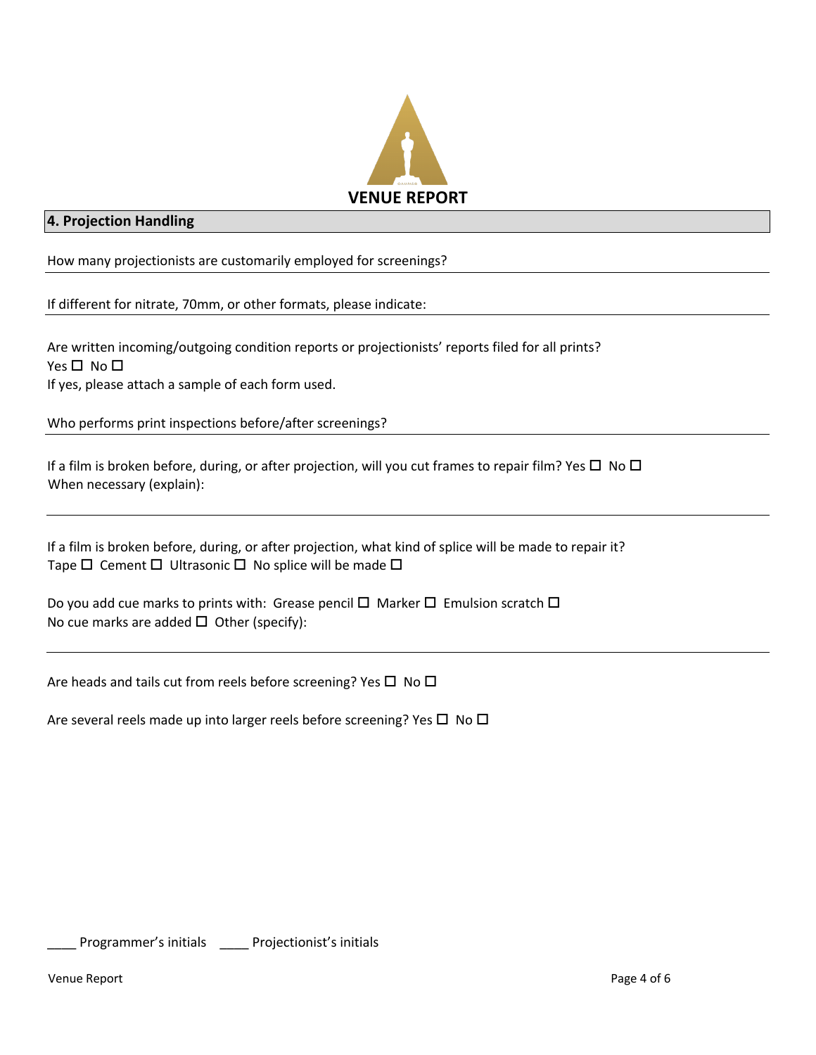**VENUE REPORT**

## 4. Projection Handling

How many projectionists are customarily employed for screenings?

If different for nitrate, 70mm, or other formats, please indicate:

Are written incoming/outgoing condition reports or projectionists' reports filed for all prints?
Yes ☐ No ☐
If yes, please attach a sample of each form used.

Who performs print inspections before/after screenings?

If a film is broken before, during, or after projection, will you cut frames to repair film? Yes ☐ No ☐
When necessary (explain):

If a film is broken before, during, or after projection, what kind of splice will be made to repair it?
Tape ☐ Cement ☐ Ultrasonic ☐ No splice will be made ☐

Do you add cue marks to prints with: Grease pencil ☐ Marker ☐ Emulsion scratch ☐
No cue marks are added ☐ Other (specify):

Are heads and tails cut from reels before screening? Yes ☐ No ☐

Are several reels made up into larger reels before screening? Yes ☐ No ☐

____ Programmer's initials ____ Projectionist's initials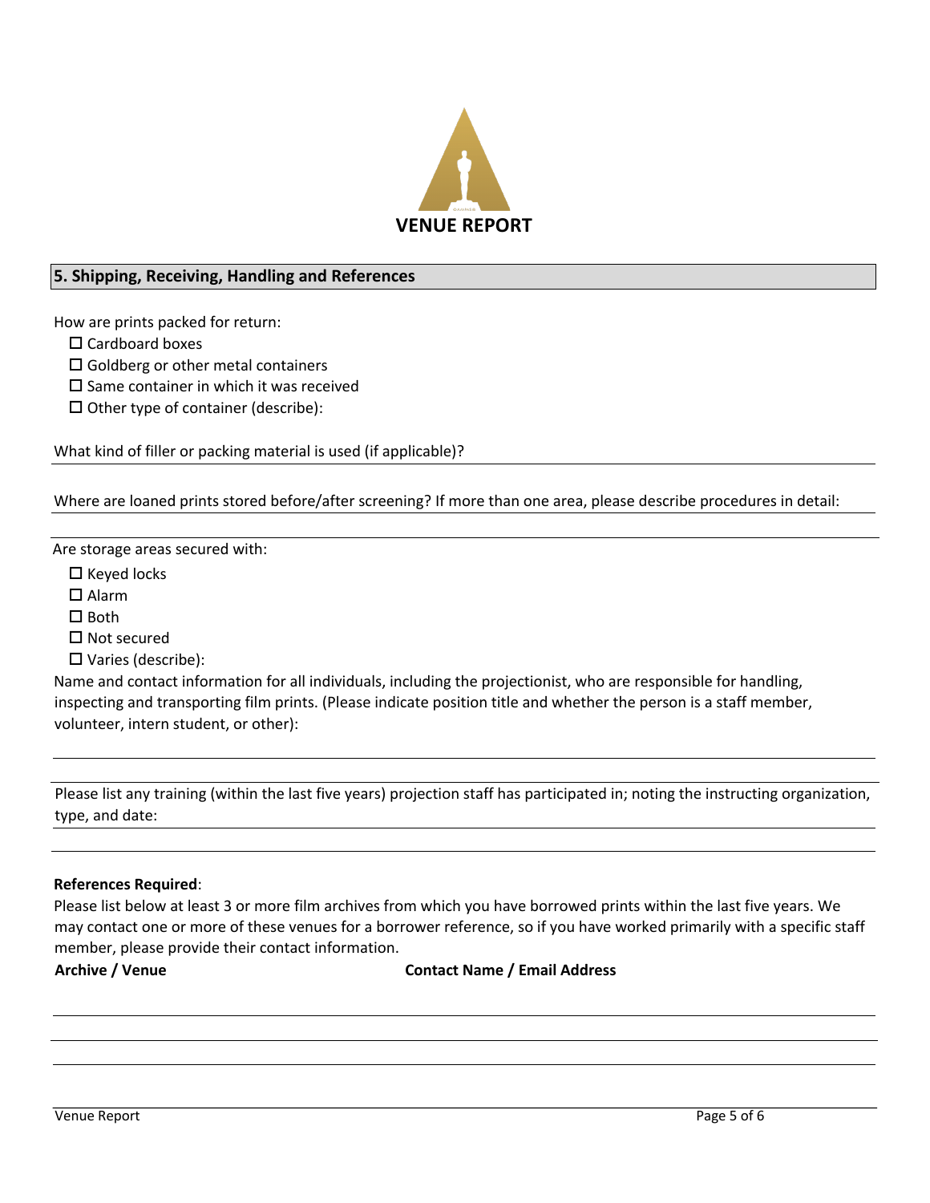# VENUE REPORT

## 5. Shipping, Receiving, Handling and References

How are prints packed for return:

- ☐ Cardboard boxes
- ☐ Goldberg or other metal containers
- ☐ Same container in which it was received
- ☐ Other type of container (describe):

What kind of filler or packing material is used (if applicable)?

Where are loaned prints stored before/after screening? If more than one area, please describe procedures in detail:

Are storage areas secured with:

- ☐ Keyed locks
- ☐ Alarm
- ☐ Both
- ☐ Not secured
- ☐ Varies (describe):

Name and contact information for all individuals, including the projectionist, who are responsible for handling, inspecting and transporting film prints. (Please indicate position title and whether the person is a staff member, volunteer, intern student, or other):

Please list any training (within the last five years) projection staff has participated in; noting the instructing organization, type, and date:

**References Required**:

Please list below at least 3 or more film archives from which you have borrowed prints within the last five years. We may contact one or more of these venues for a borrower reference, so if you have worked primarily with a specific staff member, please provide their contact information.

| Archive / Venue | Contact Name / Email Address |
|---|---|
| | |
| | |
| | |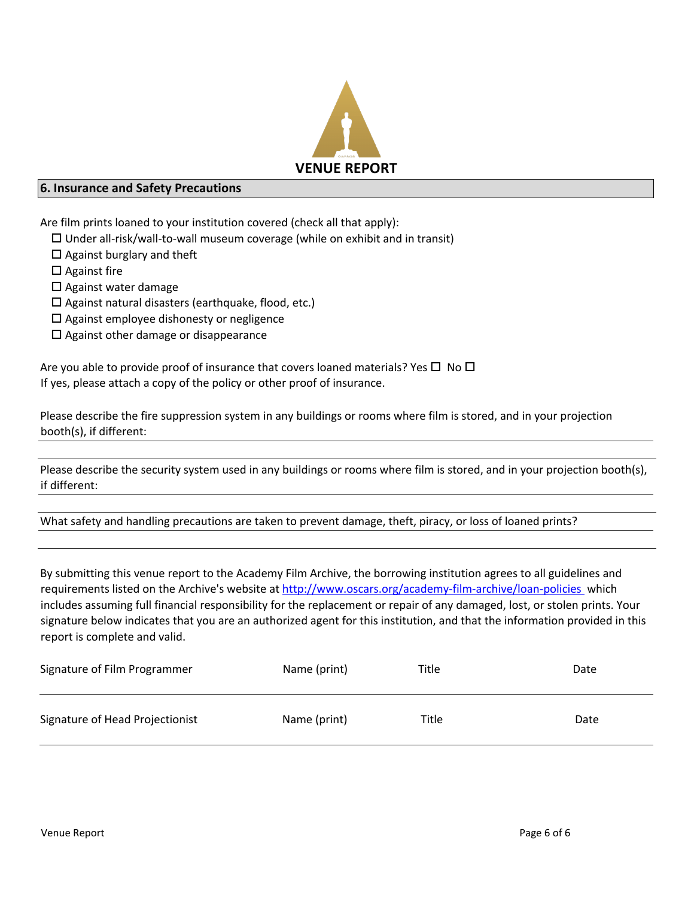# VENUE REPORT

## 6. Insurance and Safety Precautions

Are film prints loaned to your institution covered (check all that apply):

- ☐ Under all-risk/wall-to-wall museum coverage (while on exhibit and in transit)
- ☐ Against burglary and theft
- ☐ Against fire
- ☐ Against water damage
- ☐ Against natural disasters (earthquake, flood, etc.)
- ☐ Against employee dishonesty or negligence
- ☐ Against other damage or disappearance

Are you able to provide proof of insurance that covers loaned materials? Yes ☐ No ☐
If yes, please attach a copy of the policy or other proof of insurance.

Please describe the fire suppression system in any buildings or rooms where film is stored, and in your projection booth(s), if different:

Please describe the security system used in any buildings or rooms where film is stored, and in your projection booth(s), if different:

What safety and handling precautions are taken to prevent damage, theft, piracy, or loss of loaned prints?

By submitting this venue report to the Academy Film Archive, the borrowing institution agrees to all guidelines and requirements listed on the Archive's website at http://www.oscars.org/academy-film-archive/loan-policies which includes assuming full financial responsibility for the replacement or repair of any damaged, lost, or stolen prints. Your signature below indicates that you are an authorized agent for this institution, and that the information provided in this report is complete and valid.

| | | | |
|---|---|---|---|
| Signature of Film Programmer | Name (print) | Title | Date |
| Signature of Head Projectionist | Name (print) | Title | Date |